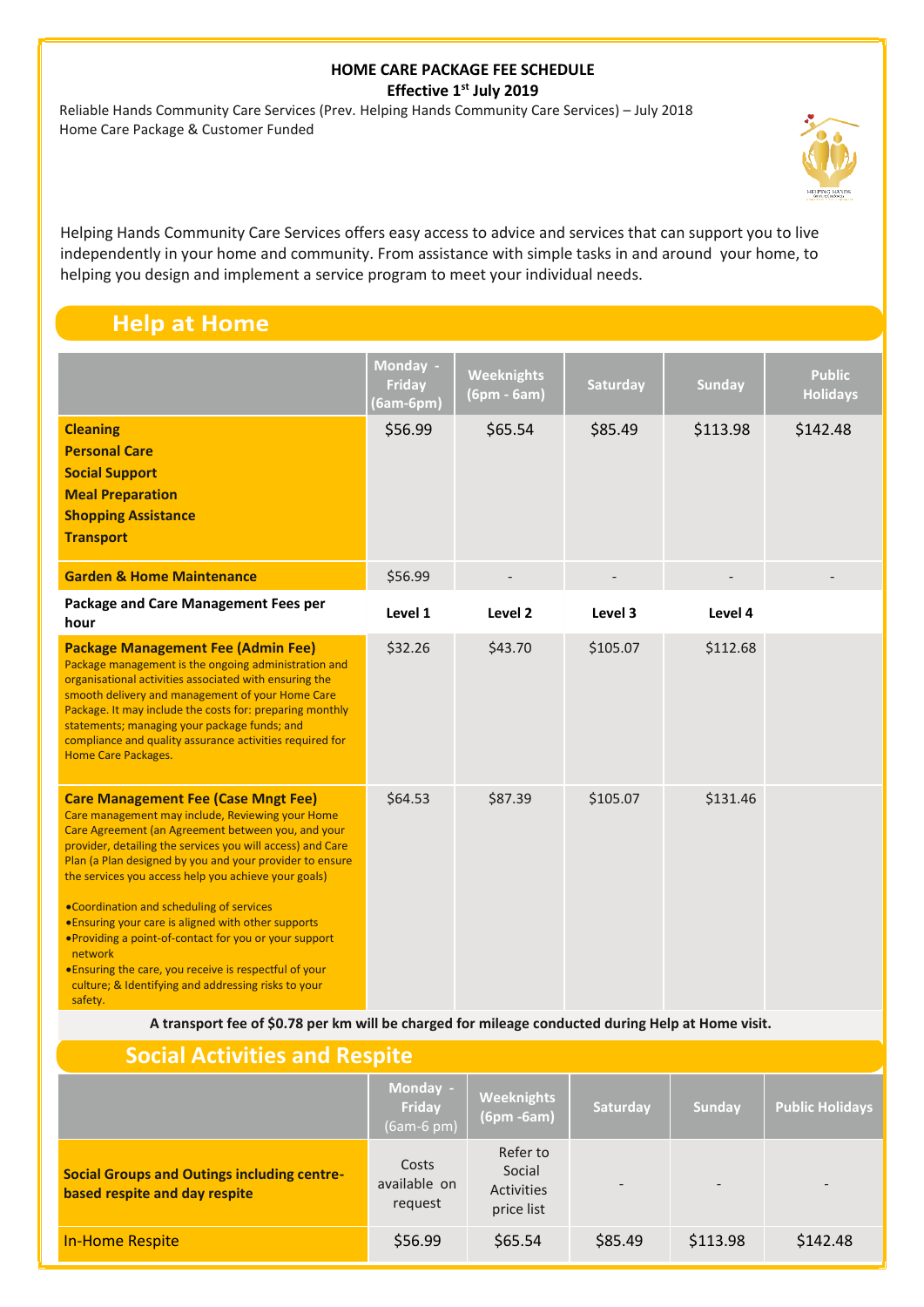**HOME CARE PACKAGE FEE SCHEDULE**
**Effective 1st July 2019**

Reliable Hands Community Care Services (Prev. Helping Hands Community Care Services) – July 2018
Home Care Package & Customer Funded

Helping Hands Community Care Services offers easy access to advice and services that can support you to live independently in your home and community. From assistance with simple tasks in and around your home, to helping you design and implement a service program to meet your individual needs.

## Help at Home

| | Monday - Friday (6am-6pm) | Weeknights (6pm - 6am) | Saturday | Sunday | Public Holidays |
|---|---|---|---|---|---|
| **Cleaning**<br>**Personal Care**<br>**Social Support**<br>**Meal Preparation**<br>**Shopping Assistance**<br>**Transport** | \$56.99 | \$65.54 | \$85.49 | \$113.98 | \$142.48 |
| **Garden & Home Maintenance** | \$56.99 | - | - | - | - |
| **Package and Care Management Fees per hour** | **Level 1** | **Level 2** | **Level 3** | **Level 4** | |
| **Package Management Fee (Admin Fee)**<br>Package management is the ongoing administration and organisational activities associated with ensuring the smooth delivery and management of your Home Care Package. It may include the costs for: preparing monthly statements; managing your package funds; and compliance and quality assurance activities required for Home Care Packages. | \$32.26 | \$43.70 | \$105.07 | \$112.68 | |
| **Care Management Fee (Case Mngt Fee)**<br>Care management may include, Reviewing your Home Care Agreement (an Agreement between you, and your provider, detailing the services you will access) and Care Plan (a Plan designed by you and your provider to ensure the services you access help you achieve your goals)<br>• Coordination and scheduling of services<br>• Ensuring your care is aligned with other supports<br>• Providing a point-of-contact for you or your support network<br>• Ensuring the care, you receive is respectful of your culture; & Identifying and addressing risks to your safety. | \$64.53 | \$87.39 | \$105.07 | \$131.46 | |

**A transport fee of \$0.78 per km will be charged for mileage conducted during Help at Home visit.**

## Social Activities and Respite

| | Monday - Friday (6am-6 pm) | Weeknights (6pm -6am) | Saturday | Sunday | Public Holidays |
|---|---|---|---|---|---|
| **Social Groups and Outings including centre-based respite and day respite** | Costs available on request | Refer to Social Activities price list | - | - | - |
| In-Home Respite | \$56.99 | \$65.54 | \$85.49 | \$113.98 | \$142.48 |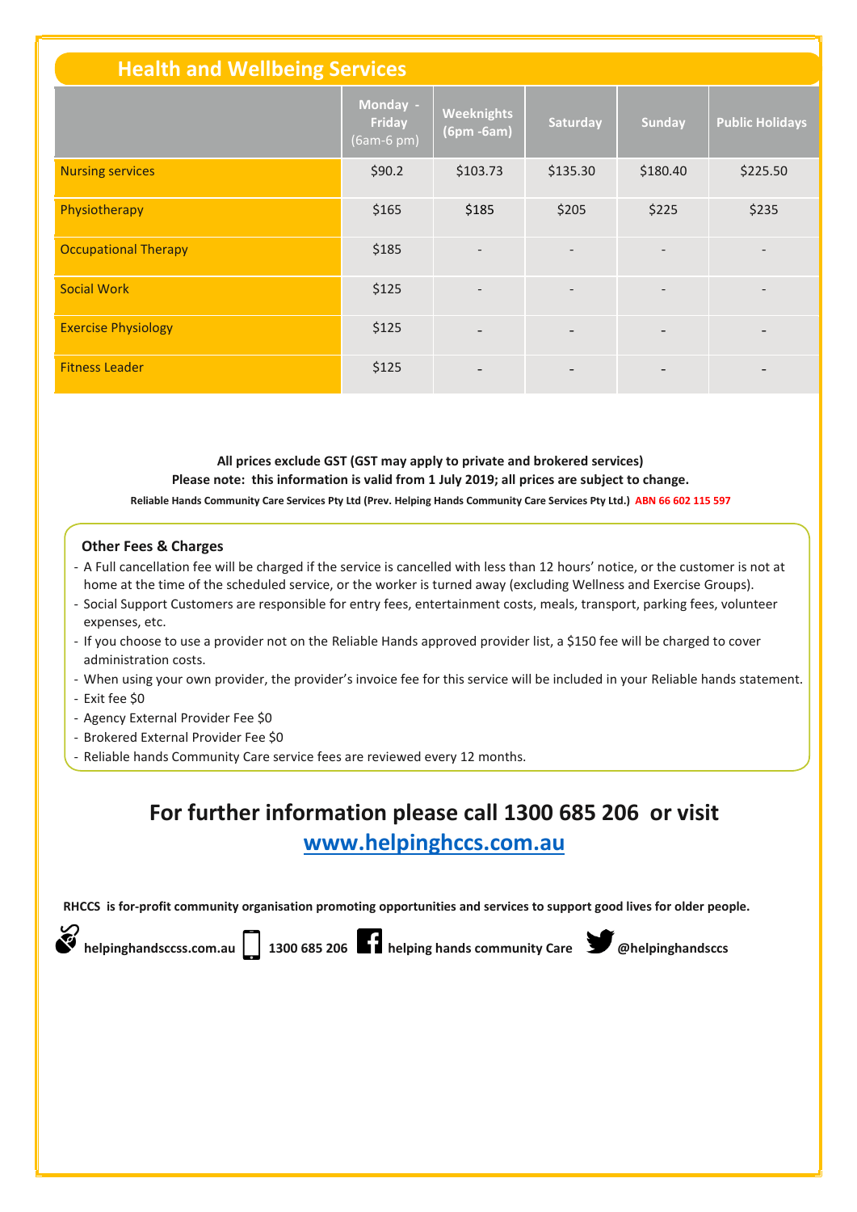## Health and Wellbeing Services

| | Monday - Friday (6am-6 pm) | Weeknights (6pm -6am) | Saturday | Sunday | Public Holidays |
|---|---|---|---|---|---|
| Nursing services | $90.2 | $103.73 | $135.30 | $180.40 | $225.50 |
| Physiotherapy | $165 | $185 | $205 | $225 | $235 |
| Occupational Therapy | $185 | - | - | - | - |
| Social Work | $125 | - | - | - | - |
| Exercise Physiology | $125 | - | - | - | - |
| Fitness Leader | $125 | - | - | - | - |

**All prices exclude GST (GST may apply to private and brokered services)**

**Please note: this information is valid from 1 July 2019; all prices are subject to change.**

**Reliable Hands Community Care Services Pty Ltd (Prev. Helping Hands Community Care Services Pty Ltd.) ABN 66 602 115 597**

### Other Fees & Charges

- A Full cancellation fee will be charged if the service is cancelled with less than 12 hours' notice, or the customer is not at home at the time of the scheduled service, or the worker is turned away (excluding Wellness and Exercise Groups).
- Social Support Customers are responsible for entry fees, entertainment costs, meals, transport, parking fees, volunteer expenses, etc.
- If you choose to use a provider not on the Reliable Hands approved provider list, a $150 fee will be charged to cover administration costs.
- When using your own provider, the provider's invoice fee for this service will be included in your Reliable hands statement.
- Exit fee $0
- Agency External Provider Fee $0
- Brokered External Provider Fee $0
- Reliable hands Community Care service fees are reviewed every 12 months.

## For further information please call 1300 685 206 or visit [www.helpinghccs.com.au](www.helpinghccs.com.au)

**RHCCS is for-profit community organisation promoting opportunities and services to support good lives for older people.**

**helpinghandsccss.com.au** **1300 685 206** **helping hands community Care** **@helpinghandsccs**